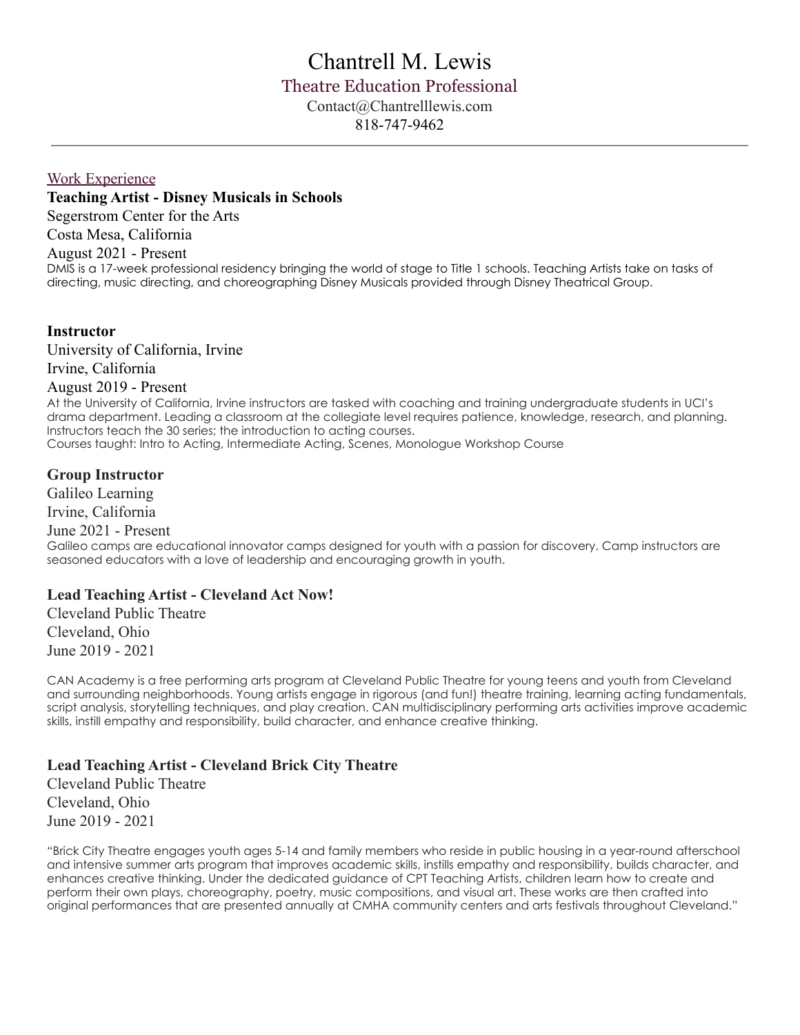# Chantrell M. Lewis

## Theatre Education Professional

Contact@Chantrelllewis.com
818-747-9462

---

## Work Experience

### Teaching Artist - Disney Musicals in Schools

Segerstrom Center for the Arts
Costa Mesa, California
August 2021 - Present

DMIS is a 17-week professional residency bringing the world of stage to Title 1 schools. Teaching Artists take on tasks of directing, music directing, and choreographing Disney Musicals provided through Disney Theatrical Group.

### Instructor

University of California, Irvine
Irvine, California
August 2019 - Present

At the University of California, Irvine instructors are tasked with coaching and training undergraduate students in UCI's drama department. Leading a classroom at the collegiate level requires patience, knowledge, research, and planning. Instructors teach the 30 series; the introduction to acting courses.
Courses taught: Intro to Acting, Intermediate Acting, Scenes, Monologue Workshop Course

### Group Instructor

Galileo Learning
Irvine, California
June 2021 - Present

Galileo camps are educational innovator camps designed for youth with a passion for discovery. Camp instructors are seasoned educators with a love of leadership and encouraging growth in youth.

### Lead Teaching Artist - Cleveland Act Now!

Cleveland Public Theatre
Cleveland, Ohio
June 2019 - 2021

CAN Academy is a free performing arts program at Cleveland Public Theatre for young teens and youth from Cleveland and surrounding neighborhoods. Young artists engage in rigorous (and fun!) theatre training, learning acting fundamentals, script analysis, storytelling techniques, and play creation. CAN multidisciplinary performing arts activities improve academic skills, instill empathy and responsibility, build character, and enhance creative thinking.

### Lead Teaching Artist - Cleveland Brick City Theatre

Cleveland Public Theatre
Cleveland, Ohio
June 2019 - 2021

"Brick City Theatre engages youth ages 5-14 and family members who reside in public housing in a year-round afterschool and intensive summer arts program that improves academic skills, instills empathy and responsibility, builds character, and enhances creative thinking. Under the dedicated guidance of CPT Teaching Artists, children learn how to create and perform their own plays, choreography, poetry, music compositions, and visual art. These works are then crafted into original performances that are presented annually at CMHA community centers and arts festivals throughout Cleveland."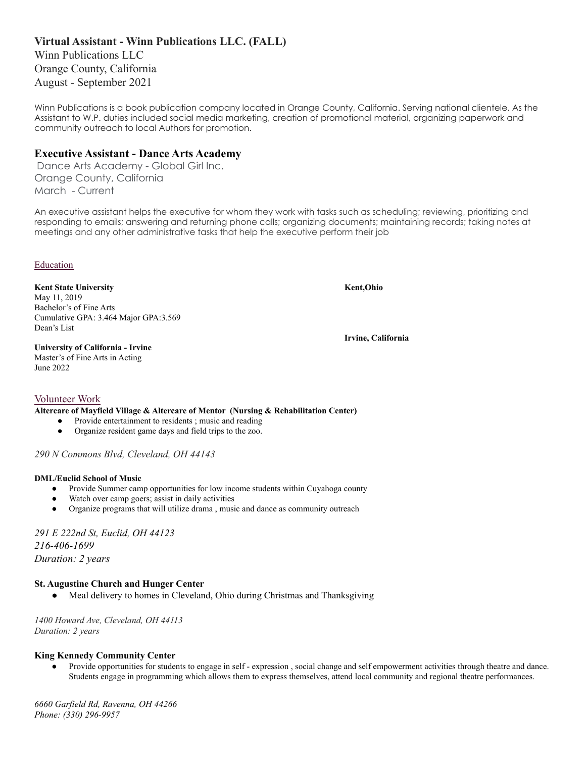### Virtual Assistant - Winn Publications LLC. (FALL)

Winn Publications LLC
Orange County, California
August - September 2021

Winn Publications is a book publication company located in Orange County, California. Serving national clientele. As the Assistant to W.P. duties included social media marketing, creation of promotional material, organizing paperwork and community outreach to local Authors for promotion.

### Executive Assistant - Dance Arts Academy

Dance Arts Academy - Global Girl Inc.
Orange County, California
March - Current

An executive assistant helps the executive for whom they work with tasks such as scheduling; reviewing, prioritizing and responding to emails; answering and returning phone calls; organizing documents; maintaining records; taking notes at meetings and any other administrative tasks that help the executive perform their job

## Education

**Kent State University** — **Kent,Ohio**
May 11, 2019
Bachelor's of Fine Arts
Cumulative GPA: 3.464 Major GPA:3.569
Dean's List

**University of California - Irvine** — **Irvine, California**
Master's of Fine Arts in Acting
June 2022

## Volunteer Work

**Altercare of Mayfield Village & Altercare of Mentor (Nursing & Rehabilitation Center)**

- Provide entertainment to residents ; music and reading
- Organize resident game days and field trips to the zoo.

*290 N Commons Blvd, Cleveland, OH 44143*

**DML/Euclid School of Music**

- Provide Summer camp opportunities for low income students within Cuyahoga county
- Watch over camp goers; assist in daily activities
- Organize programs that will utilize drama , music and dance as community outreach

*291 E 222nd St, Euclid, OH 44123*
*216-406-1699*
*Duration: 2 years*

**St. Augustine Church and Hunger Center**

- Meal delivery to homes in Cleveland, Ohio during Christmas and Thanksgiving

*1400 Howard Ave, Cleveland, OH 44113*
*Duration: 2 years*

**King Kennedy Community Center**

- Provide opportunities for students to engage in self - expression , social change and self empowerment activities through theatre and dance. Students engage in programming which allows them to express themselves, attend local community and regional theatre performances.

*6660 Garfield Rd, Ravenna, OH 44266*
*Phone: (330) 296-9957*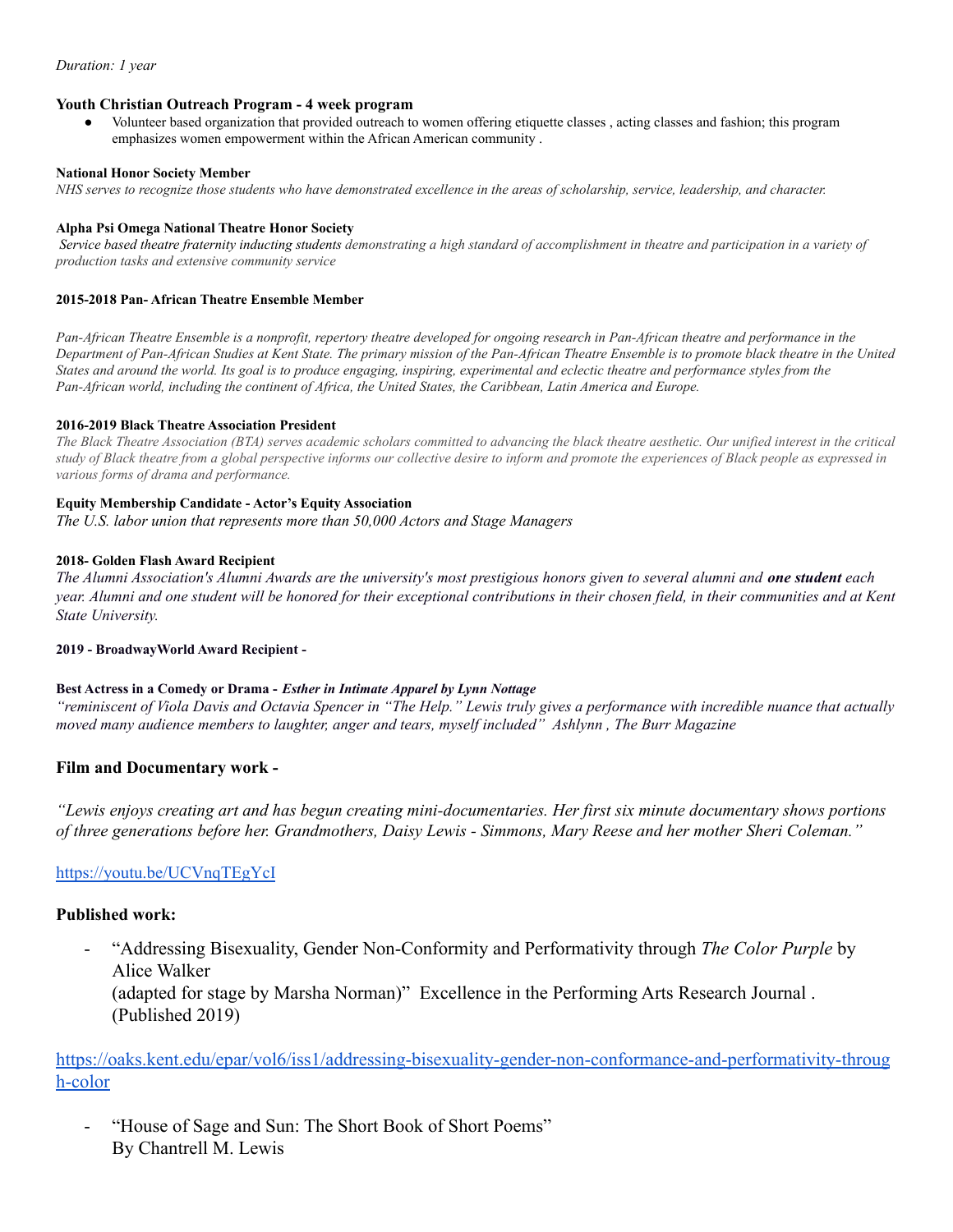*Duration: 1 year*

**Youth Christian Outreach Program - 4 week program**

- Volunteer based organization that provided outreach to women offering etiquette classes , acting classes and fashion; this program emphasizes women empowerment within the African American community .

**National Honor Society Member**

*NHS serves to recognize those students who have demonstrated excellence in the areas of scholarship, service, leadership, and character.*

**Alpha Psi Omega National Theatre Honor Society**

*Service based theatre fraternity inducting students demonstrating a high standard of accomplishment in theatre and participation in a variety of production tasks and extensive community service*

**2015-2018 Pan- African Theatre Ensemble Member**

*Pan-African Theatre Ensemble is a nonprofit, repertory theatre developed for ongoing research in Pan-African theatre and performance in the Department of Pan-African Studies at Kent State. The primary mission of the Pan-African Theatre Ensemble is to promote black theatre in the United States and around the world. Its goal is to produce engaging, inspiring, experimental and eclectic theatre and performance styles from the Pan-African world, including the continent of Africa, the United States, the Caribbean, Latin America and Europe.*

**2016-2019 Black Theatre Association President**

*The Black Theatre Association (BTA) serves academic scholars committed to advancing the black theatre aesthetic. Our unified interest in the critical study of Black theatre from a global perspective informs our collective desire to inform and promote the experiences of Black people as expressed in various forms of drama and performance.*

**Equity Membership Candidate - Actor's Equity Association**

*The U.S. labor union that represents more than 50,000 Actors and Stage Managers*

**2018- Golden Flash Award Recipient**

*The Alumni Association's Alumni Awards are the university's most prestigious honors given to several alumni and* ***one student*** *each year. Alumni and one student will be honored for their exceptional contributions in their chosen field, in their communities and at Kent State University.*

**2019 - BroadwayWorld Award Recipient -**

**Best Actress in a Comedy or Drama -** ***Esther in Intimate Apparel by Lynn Nottage***

*"reminiscent of Viola Davis and Octavia Spencer in "The Help." Lewis truly gives a performance with incredible nuance that actually moved many audience members to laughter, anger and tears, myself included" Ashlynn , The Burr Magazine*

### Film and Documentary work -

*"Lewis enjoys creating art and has begun creating mini-documentaries. Her first six minute documentary shows portions of three generations before her. Grandmothers, Daisy Lewis - Simmons, Mary Reese and her mother Sheri Coleman."*

https://youtu.be/UCVnqTEgYcI

### Published work:

- "Addressing Bisexuality, Gender Non-Conformity and Performativity through *The Color Purple* by Alice Walker
  (adapted for stage by Marsha Norman)" Excellence in the Performing Arts Research Journal . (Published 2019)

https://oaks.kent.edu/epar/vol6/iss1/addressing-bisexuality-gender-non-conformance-and-performativity-through-color

- "House of Sage and Sun: The Short Book of Short Poems"
  By Chantrell M. Lewis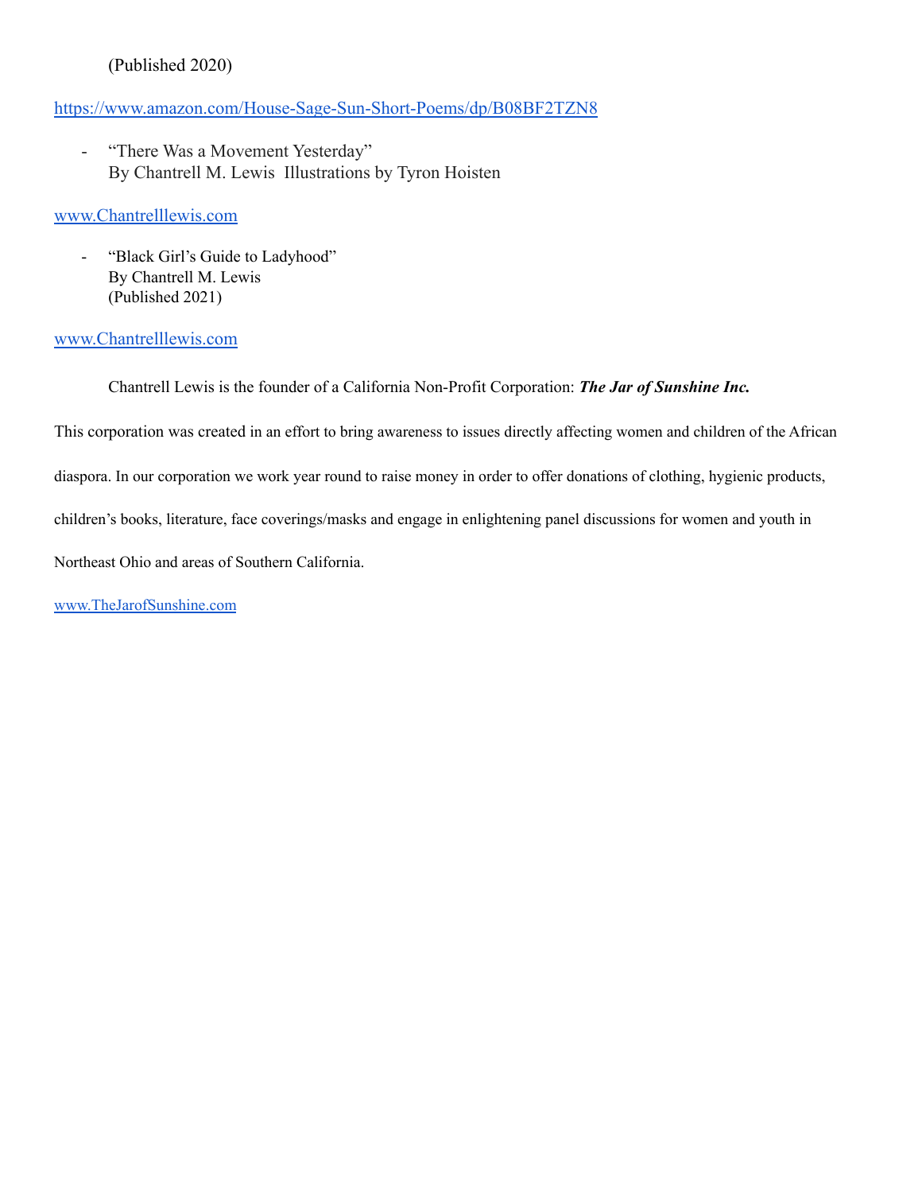(Published 2020)

https://www.amazon.com/House-Sage-Sun-Short-Poems/dp/B08BF2TZN8

- “There Was a Movement Yesterday”
  By Chantrell M. Lewis  Illustrations by Tyron Hoisten

www.Chantrelllewis.com

- “Black Girl’s Guide to Ladyhood”
  By Chantrell M. Lewis
  (Published 2021)

www.Chantrelllewis.com

Chantrell Lewis is the founder of a California Non-Profit Corporation: ***The Jar of Sunshine Inc.***

This corporation was created in an effort to bring awareness to issues directly affecting women and children of the African diaspora. In our corporation we work year round to raise money in order to offer donations of clothing, hygienic products, children’s books, literature, face coverings/masks and engage in enlightening panel discussions for women and youth in Northeast Ohio and areas of Southern California.

www.TheJarofSunshine.com